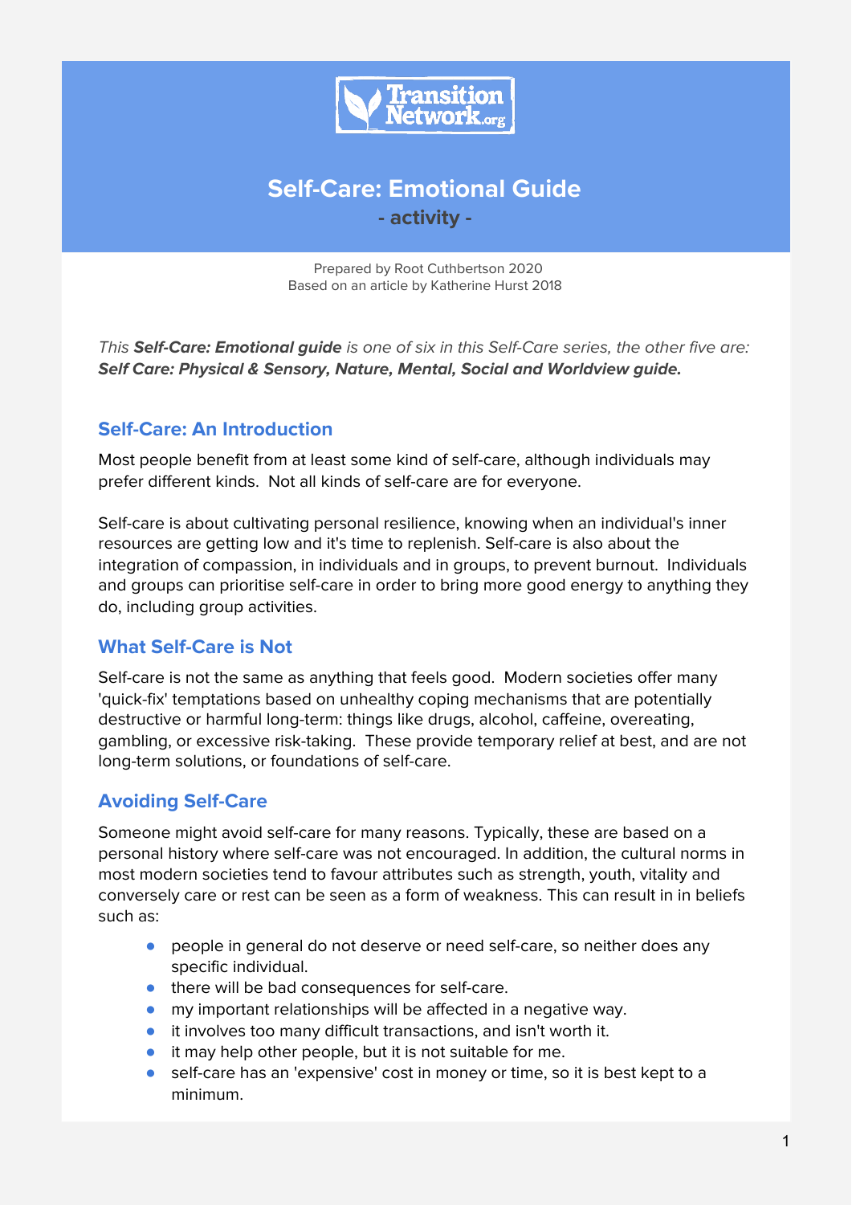# Self-Care: Emotional Guide

**- activity -**

Prepared by Root Cuthbertson 2020
Based on an article by Katherine Hurst 2018

*This **Self-Care: Emotional guide** is one of six in this Self-Care series, the other five are: **Self Care: Physical & Sensory, Nature, Mental, Social and Worldview guide.***

## Self-Care: An Introduction

Most people benefit from at least some kind of self-care, although individuals may prefer different kinds. Not all kinds of self-care are for everyone.

Self-care is about cultivating personal resilience, knowing when an individual's inner resources are getting low and it's time to replenish. Self-care is also about the integration of compassion, in individuals and in groups, to prevent burnout. Individuals and groups can prioritise self-care in order to bring more good energy to anything they do, including group activities.

## What Self-Care is Not

Self-care is not the same as anything that feels good. Modern societies offer many 'quick-fix' temptations based on unhealthy coping mechanisms that are potentially destructive or harmful long-term: things like drugs, alcohol, caffeine, overeating, gambling, or excessive risk-taking. These provide temporary relief at best, and are not long-term solutions, or foundations of self-care.

## Avoiding Self-Care

Someone might avoid self-care for many reasons. Typically, these are based on a personal history where self-care was not encouraged. In addition, the cultural norms in most modern societies tend to favour attributes such as strength, youth, vitality and conversely care or rest can be seen as a form of weakness. This can result in in beliefs such as:

- people in general do not deserve or need self-care, so neither does any specific individual.
- there will be bad consequences for self-care.
- my important relationships will be affected in a negative way.
- it involves too many difficult transactions, and isn't worth it.
- it may help other people, but it is not suitable for me.
- self-care has an 'expensive' cost in money or time, so it is best kept to a minimum.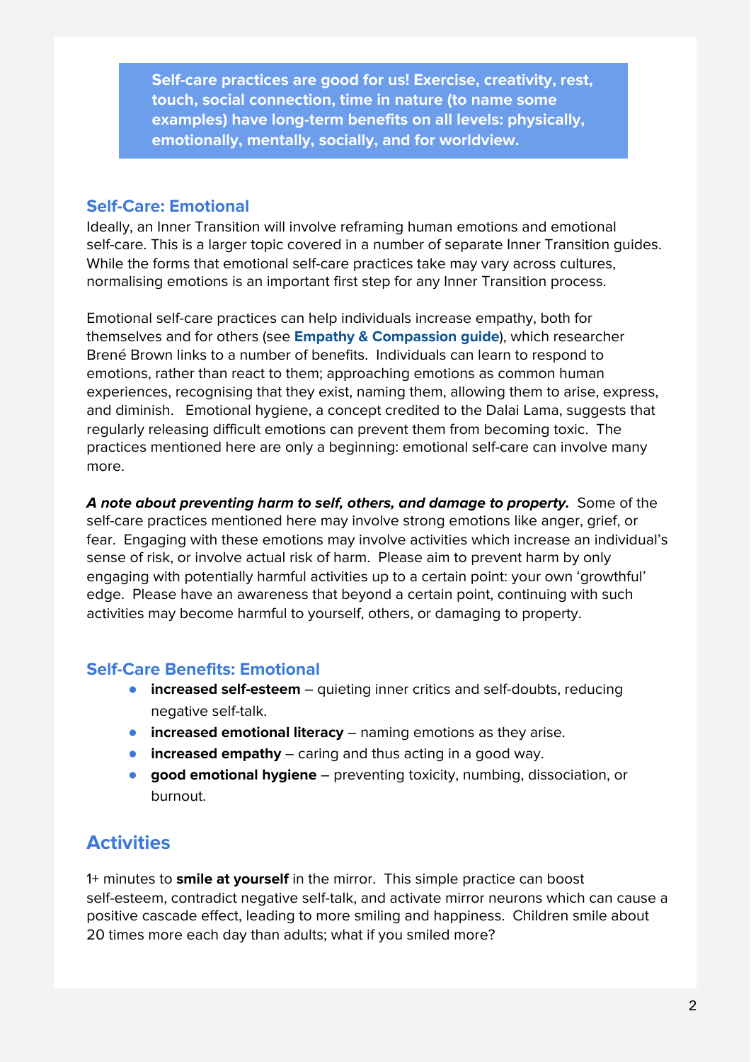**Self-care practices are good for us! Exercise, creativity, rest, touch, social connection, time in nature (to name some examples) have long-term benefits on all levels: physically, emotionally, mentally, socially, and for worldview.**

### Self-Care: Emotional

Ideally, an Inner Transition will involve reframing human emotions and emotional self-care. This is a larger topic covered in a number of separate Inner Transition guides. While the forms that emotional self-care practices take may vary across cultures, normalising emotions is an important first step for any Inner Transition process.

Emotional self-care practices can help individuals increase empathy, both for themselves and for others (see **Empathy & Compassion guide**), which researcher Brené Brown links to a number of benefits. Individuals can learn to respond to emotions, rather than react to them; approaching emotions as common human experiences, recognising that they exist, naming them, allowing them to arise, express, and diminish. Emotional hygiene, a concept credited to the Dalai Lama, suggests that regularly releasing difficult emotions can prevent them from becoming toxic. The practices mentioned here are only a beginning: emotional self-care can involve many more.

***A note about preventing harm to self, others, and damage to property.*** Some of the self-care practices mentioned here may involve strong emotions like anger, grief, or fear. Engaging with these emotions may involve activities which increase an individual's sense of risk, or involve actual risk of harm. Please aim to prevent harm by only engaging with potentially harmful activities up to a certain point: your own 'growthful' edge. Please have an awareness that beyond a certain point, continuing with such activities may become harmful to yourself, others, or damaging to property.

### Self-Care Benefits: Emotional

- **increased self-esteem** – quieting inner critics and self-doubts, reducing negative self-talk.
- **increased emotional literacy** – naming emotions as they arise.
- **increased empathy** – caring and thus acting in a good way.
- **good emotional hygiene** – preventing toxicity, numbing, dissociation, or burnout.

## Activities

1+ minutes to **smile at yourself** in the mirror. This simple practice can boost self-esteem, contradict negative self-talk, and activate mirror neurons which can cause a positive cascade effect, leading to more smiling and happiness. Children smile about 20 times more each day than adults; what if you smiled more?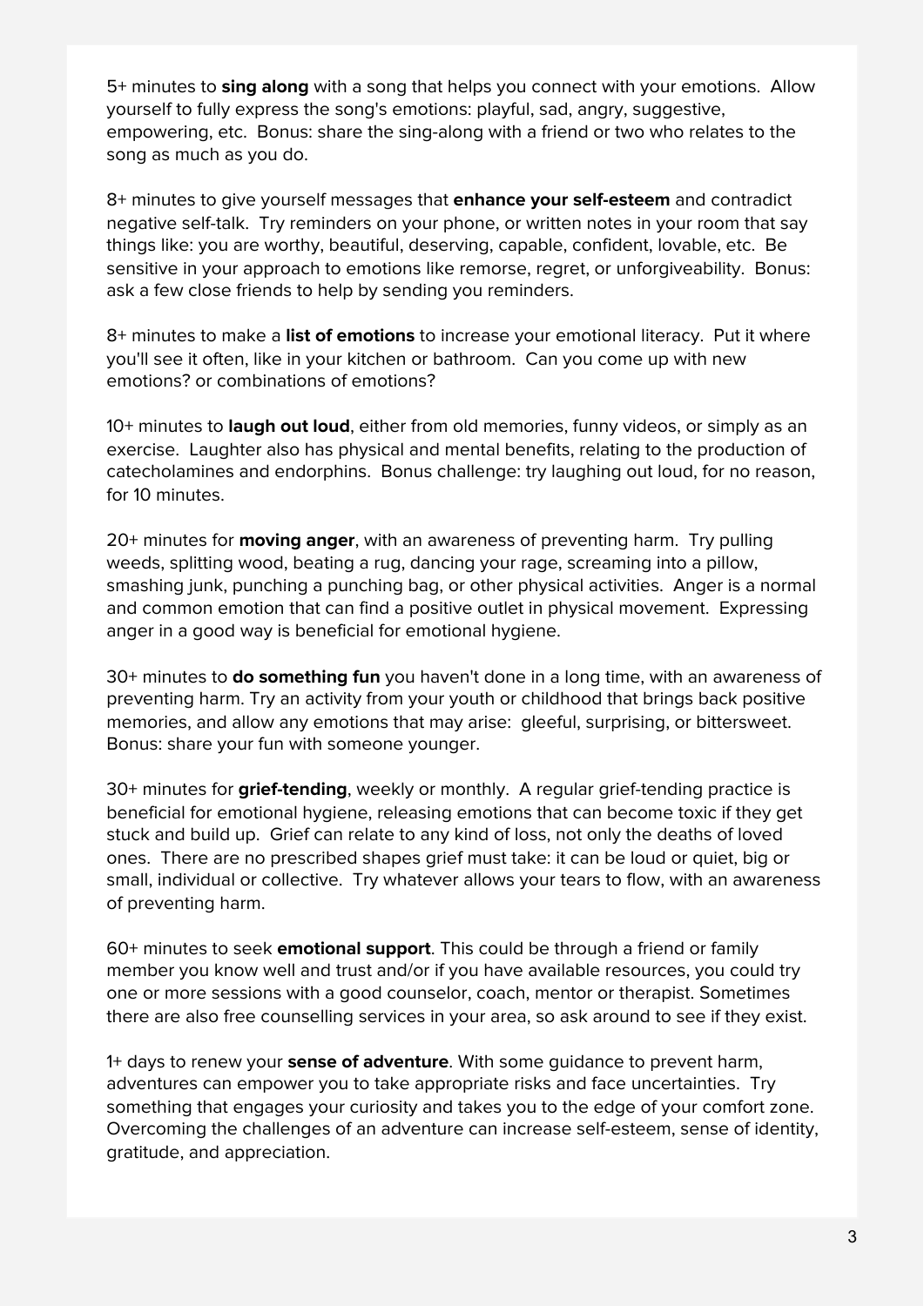5+ minutes to **sing along** with a song that helps you connect with your emotions.  Allow yourself to fully express the song's emotions: playful, sad, angry, suggestive, empowering, etc.  Bonus: share the sing-along with a friend or two who relates to the song as much as you do.

8+ minutes to give yourself messages that **enhance your self-esteem** and contradict negative self-talk.  Try reminders on your phone, or written notes in your room that say things like: you are worthy, beautiful, deserving, capable, confident, lovable, etc.  Be sensitive in your approach to emotions like remorse, regret, or unforgiveability.  Bonus: ask a few close friends to help by sending you reminders.

8+ minutes to make a **list of emotions** to increase your emotional literacy.  Put it where you'll see it often, like in your kitchen or bathroom.  Can you come up with new emotions? or combinations of emotions?

10+ minutes to **laugh out loud**, either from old memories, funny videos, or simply as an exercise.  Laughter also has physical and mental benefits, relating to the production of catecholamines and endorphins.  Bonus challenge: try laughing out loud, for no reason, for 10 minutes.

20+ minutes for **moving anger**, with an awareness of preventing harm.  Try pulling weeds, splitting wood, beating a rug, dancing your rage, screaming into a pillow, smashing junk, punching a punching bag, or other physical activities.  Anger is a normal and common emotion that can find a positive outlet in physical movement.  Expressing anger in a good way is beneficial for emotional hygiene.

30+ minutes to **do something fun** you haven't done in a long time, with an awareness of preventing harm. Try an activity from your youth or childhood that brings back positive memories, and allow any emotions that may arise:  gleeful, surprising, or bittersweet. Bonus: share your fun with someone younger.

30+ minutes for **grief-tending**, weekly or monthly.  A regular grief-tending practice is beneficial for emotional hygiene, releasing emotions that can become toxic if they get stuck and build up.  Grief can relate to any kind of loss, not only the deaths of loved ones.  There are no prescribed shapes grief must take: it can be loud or quiet, big or small, individual or collective.  Try whatever allows your tears to flow, with an awareness of preventing harm.

60+ minutes to seek **emotional support**. This could be through a friend or family member you know well and trust and/or if you have available resources, you could try one or more sessions with a good counselor, coach, mentor or therapist. Sometimes there are also free counselling services in your area, so ask around to see if they exist.

1+ days to renew your **sense of adventure**. With some guidance to prevent harm, adventures can empower you to take appropriate risks and face uncertainties.  Try something that engages your curiosity and takes you to the edge of your comfort zone. Overcoming the challenges of an adventure can increase self-esteem, sense of identity, gratitude, and appreciation.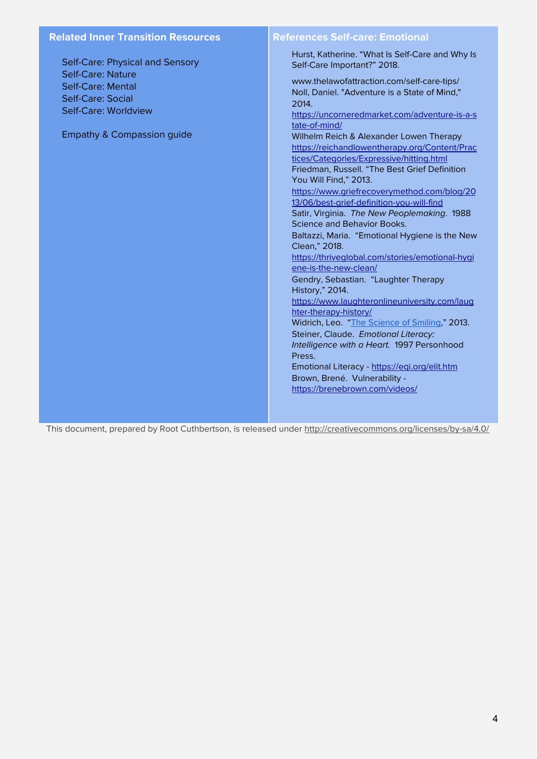## Related Inner Transition Resources

Self-Care: Physical and Sensory
Self-Care: Nature
Self-Care: Mental
Self-Care: Social
Self-Care: Worldview

Empathy & Compassion guide

## References Self-care: Emotional

Hurst, Katherine. "What Is Self-Care and Why Is Self-Care Important?" 2018.

www.thelawofattraction.com/self-care-tips/
Noll, Daniel. "Adventure is a State of Mind," 2014.
https://uncorneredmarket.com/adventure-is-a-state-of-mind/
Wilhelm Reich & Alexander Lowen Therapy
https://reichandlowentherapy.org/Content/Practices/Categories/Expressive/hitting.html
Friedman, Russell. "The Best Grief Definition You Will Find," 2013.
https://www.griefrecoverymethod.com/blog/2013/06/best-grief-definition-you-will-find
Satir, Virginia. *The New Peoplemaking*. 1988 Science and Behavior Books.
Baltazzi, Maria. "Emotional Hygiene is the New Clean," 2018.
https://thriveglobal.com/stories/emotional-hygiene-is-the-new-clean/
Gendry, Sebastian. "Laughter Therapy History," 2014.
https://www.laughteronlineuniversity.com/laughter-therapy-history/
Widrich, Leo. "The Science of Smiling," 2013.
Steiner, Claude. *Emotional Literacy: Intelligence with a Heart.* 1997 Personhood Press.
Emotional Literacy - https://eqi.org/elit.htm
Brown, Brené. Vulnerability - https://brenebrown.com/videos/

This document, prepared by Root Cuthbertson, is released under http://creativecommons.org/licenses/by-sa/4.0/